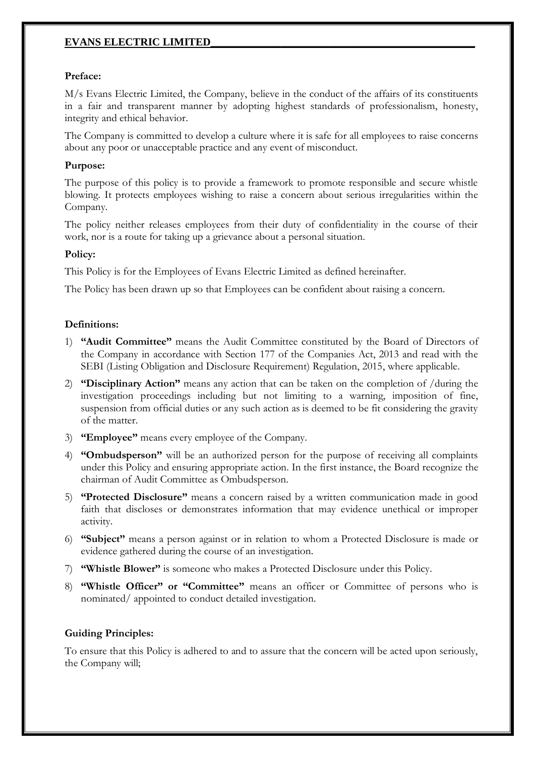# EVANS ELECTRIC LIMITED

**Preface:**

M/s Evans Electric Limited, the Company, believe in the conduct of the affairs of its constituents in a fair and transparent manner by adopting highest standards of professionalism, honesty, integrity and ethical behavior.

The Company is committed to develop a culture where it is safe for all employees to raise concerns about any poor or unacceptable practice and any event of misconduct.

**Purpose:**

The purpose of this policy is to provide a framework to promote responsible and secure whistle blowing. It protects employees wishing to raise a concern about serious irregularities within the Company.

The policy neither releases employees from their duty of confidentiality in the course of their work, nor is a route for taking up a grievance about a personal situation.

**Policy:**

This Policy is for the Employees of Evans Electric Limited as defined hereinafter.

The Policy has been drawn up so that Employees can be confident about raising a concern.

**Definitions:**

1) **"Audit Committee"** means the Audit Committee constituted by the Board of Directors of the Company in accordance with Section 177 of the Companies Act, 2013 and read with the SEBI (Listing Obligation and Disclosure Requirement) Regulation, 2015, where applicable.
2) **"Disciplinary Action"** means any action that can be taken on the completion of /during the investigation proceedings including but not limiting to a warning, imposition of fine, suspension from official duties or any such action as is deemed to be fit considering the gravity of the matter.
3) **"Employee"** means every employee of the Company.
4) **"Ombudsperson"** will be an authorized person for the purpose of receiving all complaints under this Policy and ensuring appropriate action. In the first instance, the Board recognize the chairman of Audit Committee as Ombudsperson.
5) **"Protected Disclosure"** means a concern raised by a written communication made in good faith that discloses or demonstrates information that may evidence unethical or improper activity.
6) **"Subject"** means a person against or in relation to whom a Protected Disclosure is made or evidence gathered during the course of an investigation.
7) **"Whistle Blower"** is someone who makes a Protected Disclosure under this Policy.
8) **"Whistle Officer" or "Committee"** means an officer or Committee of persons who is nominated/ appointed to conduct detailed investigation.

**Guiding Principles:**

To ensure that this Policy is adhered to and to assure that the concern will be acted upon seriously, the Company will;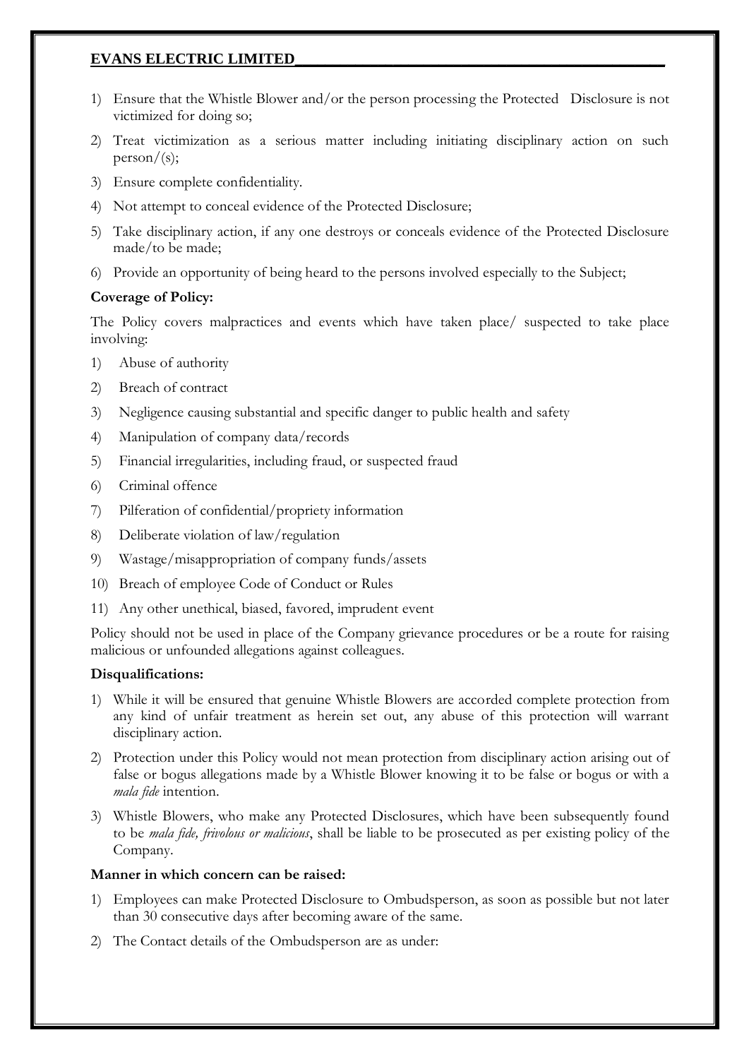1) Ensure that the Whistle Blower and/or the person processing the Protected Disclosure is not victimized for doing so;
2) Treat victimization as a serious matter including initiating disciplinary action on such person/(s);
3) Ensure complete confidentiality.
4) Not attempt to conceal evidence of the Protected Disclosure;
5) Take disciplinary action, if any one destroys or conceals evidence of the Protected Disclosure made/to be made;
6) Provide an opportunity of being heard to the persons involved especially to the Subject;

**Coverage of Policy:**

The Policy covers malpractices and events which have taken place/ suspected to take place involving:

1) Abuse of authority
2) Breach of contract
3) Negligence causing substantial and specific danger to public health and safety
4) Manipulation of company data/records
5) Financial irregularities, including fraud, or suspected fraud
6) Criminal offence
7) Pilferation of confidential/propriety information
8) Deliberate violation of law/regulation
9) Wastage/misappropriation of company funds/assets
10) Breach of employee Code of Conduct or Rules
11) Any other unethical, biased, favored, imprudent event

Policy should not be used in place of the Company grievance procedures or be a route for raising malicious or unfounded allegations against colleagues.

**Disqualifications:**

1) While it will be ensured that genuine Whistle Blowers are accorded complete protection from any kind of unfair treatment as herein set out, any abuse of this protection will warrant disciplinary action.
2) Protection under this Policy would not mean protection from disciplinary action arising out of false or bogus allegations made by a Whistle Blower knowing it to be false or bogus or with a *mala fide* intention.
3) Whistle Blowers, who make any Protected Disclosures, which have been subsequently found to be *mala fide, frivolous or malicious*, shall be liable to be prosecuted as per existing policy of the Company.

**Manner in which concern can be raised:**

1) Employees can make Protected Disclosure to Ombudsperson, as soon as possible but not later than 30 consecutive days after becoming aware of the same.
2) The Contact details of the Ombudsperson are as under: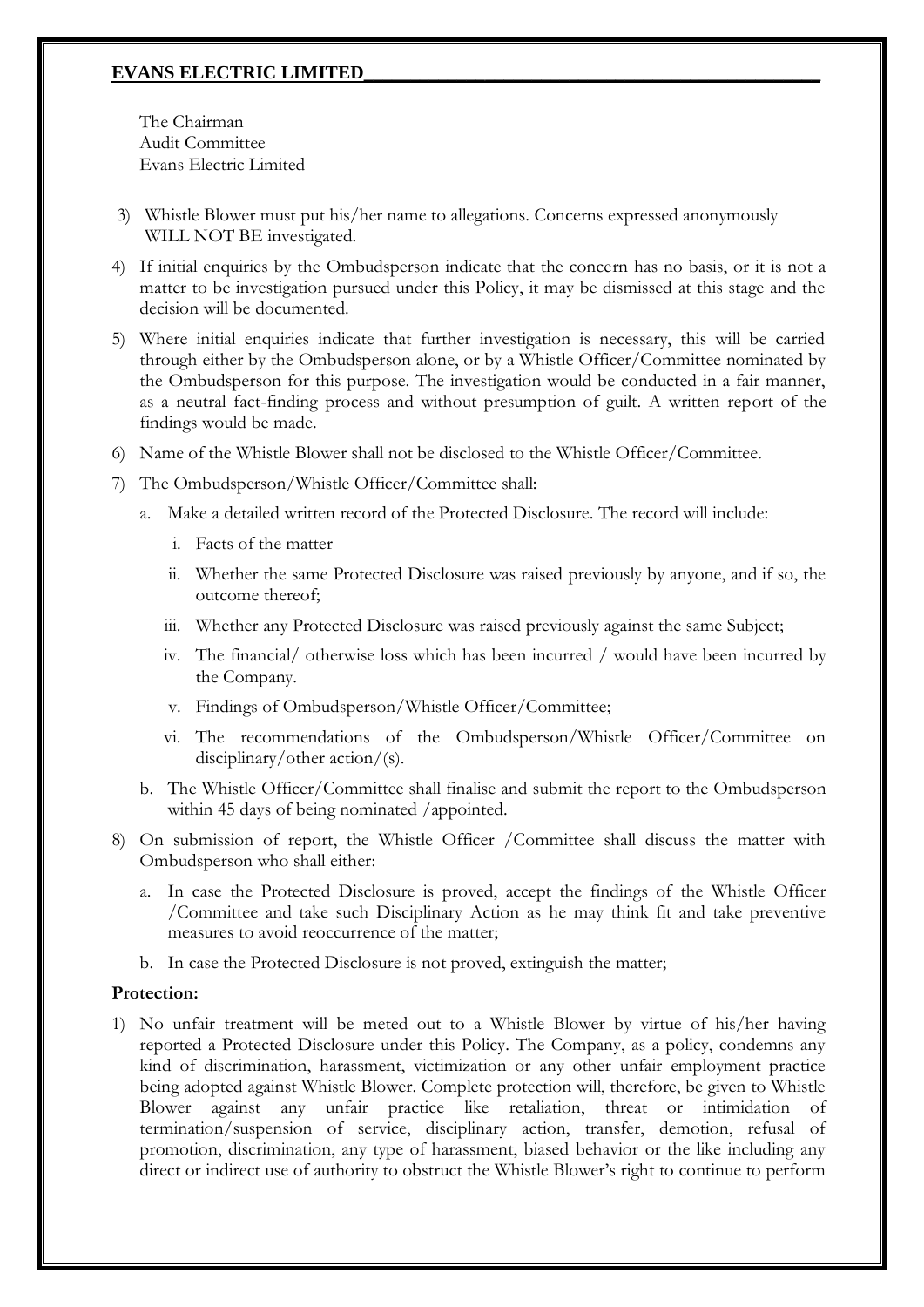The Chairman
Audit Committee
Evans Electric Limited

3) Whistle Blower must put his/her name to allegations. Concerns expressed anonymously WILL NOT BE investigated.

4) If initial enquiries by the Ombudsperson indicate that the concern has no basis, or it is not a matter to be investigation pursued under this Policy, it may be dismissed at this stage and the decision will be documented.

5) Where initial enquiries indicate that further investigation is necessary, this will be carried through either by the Ombudsperson alone, or by a Whistle Officer/Committee nominated by the Ombudsperson for this purpose. The investigation would be conducted in a fair manner, as a neutral fact-finding process and without presumption of guilt. A written report of the findings would be made.

6) Name of the Whistle Blower shall not be disclosed to the Whistle Officer/Committee.

7) The Ombudsperson/Whistle Officer/Committee shall:

   a. Make a detailed written record of the Protected Disclosure. The record will include:

      i. Facts of the matter

      ii. Whether the same Protected Disclosure was raised previously by anyone, and if so, the outcome thereof;

      iii. Whether any Protected Disclosure was raised previously against the same Subject;

      iv. The financial/ otherwise loss which has been incurred / would have been incurred by the Company.

      v. Findings of Ombudsperson/Whistle Officer/Committee;

      vi. The recommendations of the Ombudsperson/Whistle Officer/Committee on disciplinary/other action/(s).

   b. The Whistle Officer/Committee shall finalise and submit the report to the Ombudsperson within 45 days of being nominated /appointed.

8) On submission of report, the Whistle Officer /Committee shall discuss the matter with Ombudsperson who shall either:

   a. In case the Protected Disclosure is proved, accept the findings of the Whistle Officer /Committee and take such Disciplinary Action as he may think fit and take preventive measures to avoid reoccurrence of the matter;

   b. In case the Protected Disclosure is not proved, extinguish the matter;

**Protection:**

1) No unfair treatment will be meted out to a Whistle Blower by virtue of his/her having reported a Protected Disclosure under this Policy. The Company, as a policy, condemns any kind of discrimination, harassment, victimization or any other unfair employment practice being adopted against Whistle Blower. Complete protection will, therefore, be given to Whistle Blower against any unfair practice like retaliation, threat or intimidation of termination/suspension of service, disciplinary action, transfer, demotion, refusal of promotion, discrimination, any type of harassment, biased behavior or the like including any direct or indirect use of authority to obstruct the Whistle Blower's right to continue to perform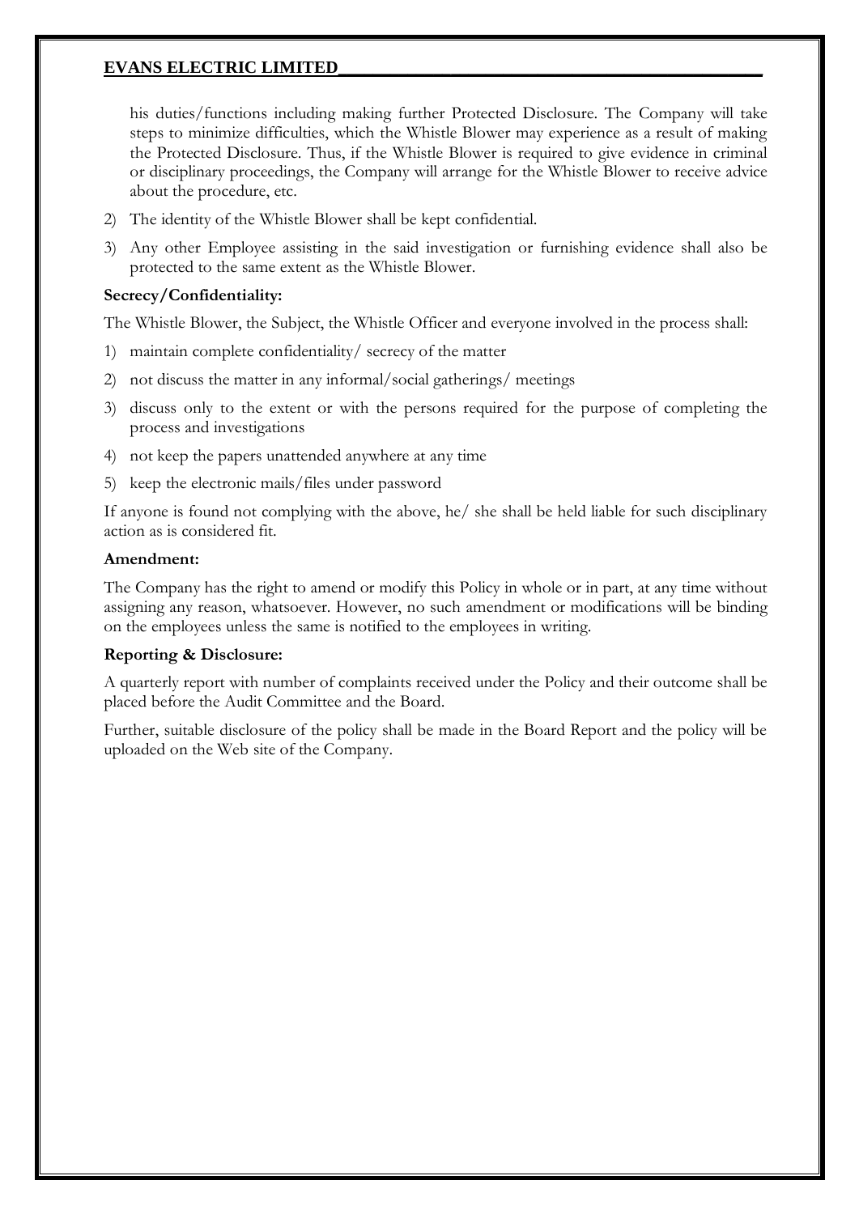his duties/functions including making further Protected Disclosure. The Company will take steps to minimize difficulties, which the Whistle Blower may experience as a result of making the Protected Disclosure. Thus, if the Whistle Blower is required to give evidence in criminal or disciplinary proceedings, the Company will arrange for the Whistle Blower to receive advice about the procedure, etc.

2) The identity of the Whistle Blower shall be kept confidential.
3) Any other Employee assisting in the said investigation or furnishing evidence shall also be protected to the same extent as the Whistle Blower.

**Secrecy/Confidentiality:**

The Whistle Blower, the Subject, the Whistle Officer and everyone involved in the process shall:

1) maintain complete confidentiality/ secrecy of the matter
2) not discuss the matter in any informal/social gatherings/ meetings
3) discuss only to the extent or with the persons required for the purpose of completing the process and investigations
4) not keep the papers unattended anywhere at any time
5) keep the electronic mails/files under password

If anyone is found not complying with the above, he/ she shall be held liable for such disciplinary action as is considered fit.

**Amendment:**

The Company has the right to amend or modify this Policy in whole or in part, at any time without assigning any reason, whatsoever. However, no such amendment or modifications will be binding on the employees unless the same is notified to the employees in writing.

**Reporting & Disclosure:**

A quarterly report with number of complaints received under the Policy and their outcome shall be placed before the Audit Committee and the Board.

Further, suitable disclosure of the policy shall be made in the Board Report and the policy will be uploaded on the Web site of the Company.